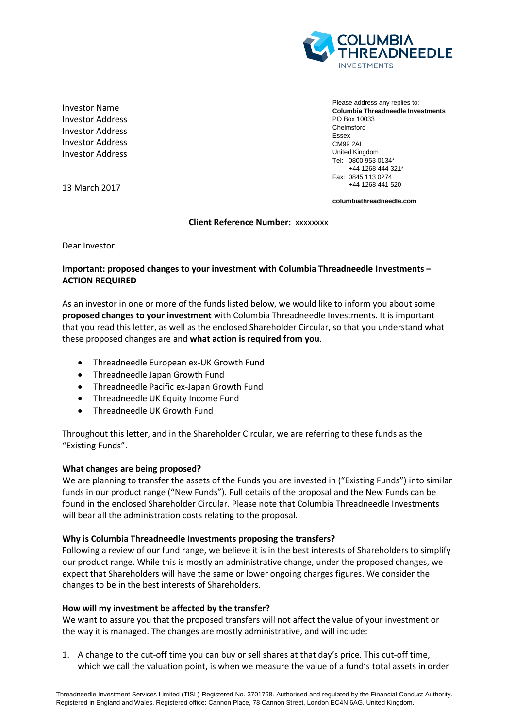Investor Name
Investor Address
Investor Address
Investor Address
Investor Address

13 March 2017

Please address any replies to:
**Columbia Threadneedle Investments**
PO Box 10033
Chelmsford
Essex
CM99 2AL
United Kingdom
Tel: 0800 953 0134*
+44 1268 444 321*
Fax: 0845 113 0274
+44 1268 441 520

**columbiathreadneedle.com**

**Client Reference Number:** xxxxxxxx

Dear Investor

**Important: proposed changes to your investment with Columbia Threadneedle Investments – ACTION REQUIRED**

As an investor in one or more of the funds listed below, we would like to inform you about some **proposed changes to your investment** with Columbia Threadneedle Investments. It is important that you read this letter, as well as the enclosed Shareholder Circular, so that you understand what these proposed changes are and **what action is required from you**.

- Threadneedle European ex-UK Growth Fund
- Threadneedle Japan Growth Fund
- Threadneedle Pacific ex-Japan Growth Fund
- Threadneedle UK Equity Income Fund
- Threadneedle UK Growth Fund

Throughout this letter, and in the Shareholder Circular, we are referring to these funds as the "Existing Funds".

**What changes are being proposed?**

We are planning to transfer the assets of the Funds you are invested in ("Existing Funds") into similar funds in our product range ("New Funds"). Full details of the proposal and the New Funds can be found in the enclosed Shareholder Circular. Please note that Columbia Threadneedle Investments will bear all the administration costs relating to the proposal.

**Why is Columbia Threadneedle Investments proposing the transfers?**

Following a review of our fund range, we believe it is in the best interests of Shareholders to simplify our product range. While this is mostly an administrative change, under the proposed changes, we expect that Shareholders will have the same or lower ongoing charges figures. We consider the changes to be in the best interests of Shareholders.

**How will my investment be affected by the transfer?**

We want to assure you that the proposed transfers will not affect the value of your investment or the way it is managed. The changes are mostly administrative, and will include:

1. A change to the cut-off time you can buy or sell shares at that day's price. This cut-off time, which we call the valuation point, is when we measure the value of a fund's total assets in order

Threadneedle Investment Services Limited (TISL) Registered No. 3701768. Authorised and regulated by the Financial Conduct Authority. Registered in England and Wales. Registered office: Cannon Place, 78 Cannon Street, London EC4N 6AG. United Kingdom.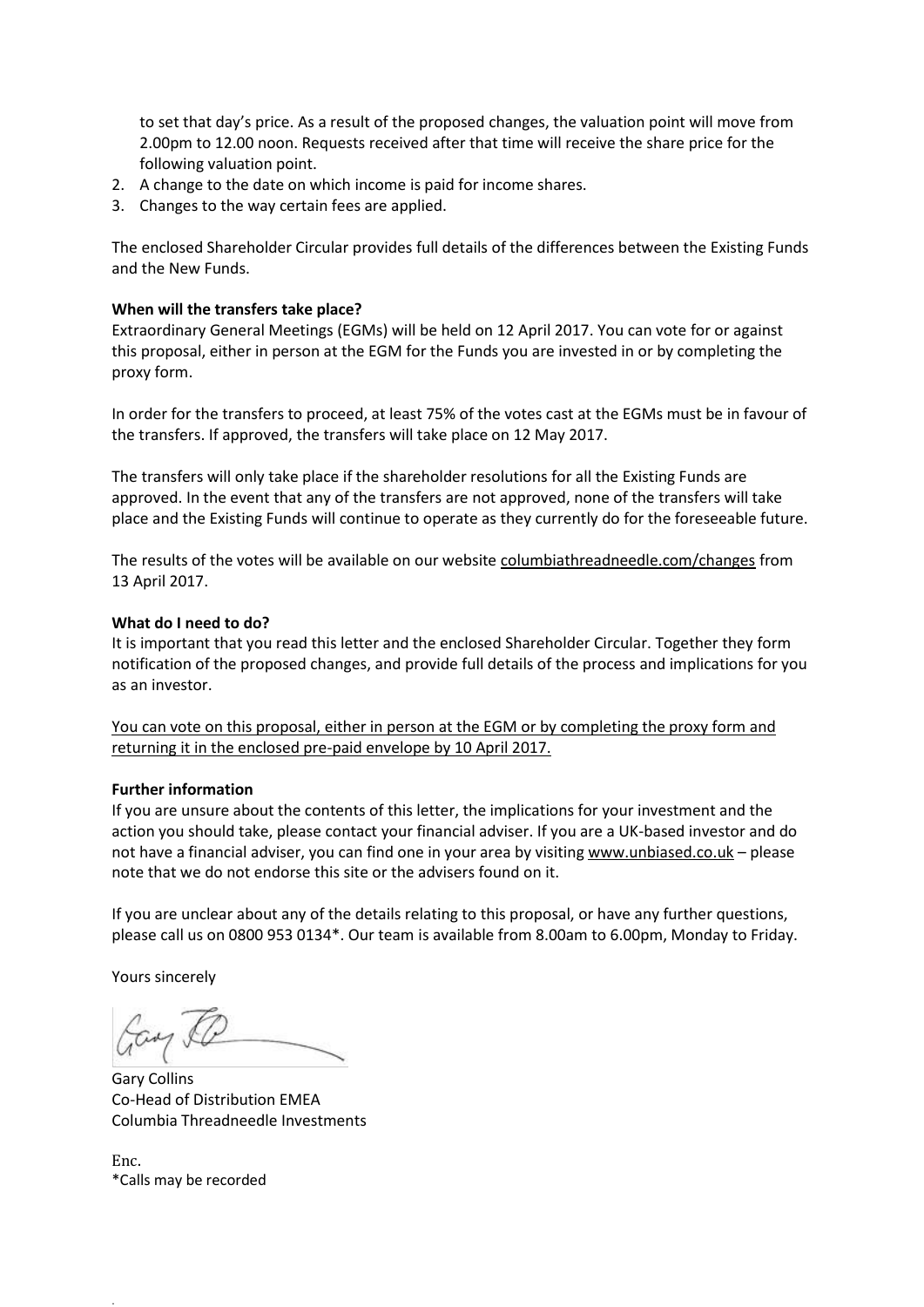to set that day's price. As a result of the proposed changes, the valuation point will move from 2.00pm to 12.00 noon. Requests received after that time will receive the share price for the following valuation point.

2. A change to the date on which income is paid for income shares.
3. Changes to the way certain fees are applied.

The enclosed Shareholder Circular provides full details of the differences between the Existing Funds and the New Funds.

**When will the transfers take place?**

Extraordinary General Meetings (EGMs) will be held on 12 April 2017. You can vote for or against this proposal, either in person at the EGM for the Funds you are invested in or by completing the proxy form.

In order for the transfers to proceed, at least 75% of the votes cast at the EGMs must be in favour of the transfers. If approved, the transfers will take place on 12 May 2017.

The transfers will only take place if the shareholder resolutions for all the Existing Funds are approved. In the event that any of the transfers are not approved, none of the transfers will take place and the Existing Funds will continue to operate as they currently do for the foreseeable future.

The results of the votes will be available on our website columbiathreadneedle.com/changes from 13 April 2017.

**What do I need to do?**

It is important that you read this letter and the enclosed Shareholder Circular. Together they form notification of the proposed changes, and provide full details of the process and implications for you as an investor.

You can vote on this proposal, either in person at the EGM or by completing the proxy form and returning it in the enclosed pre-paid envelope by 10 April 2017.

**Further information**

If you are unsure about the contents of this letter, the implications for your investment and the action you should take, please contact your financial adviser. If you are a UK-based investor and do not have a financial adviser, you can find one in your area by visiting www.unbiased.co.uk – please note that we do not endorse this site or the advisers found on it.

If you are unclear about any of the details relating to this proposal, or have any further questions, please call us on 0800 953 0134*. Our team is available from 8.00am to 6.00pm, Monday to Friday.

Yours sincerely

Gary Collins
Co-Head of Distribution EMEA
Columbia Threadneedle Investments

Enc.
*Calls may be recorded